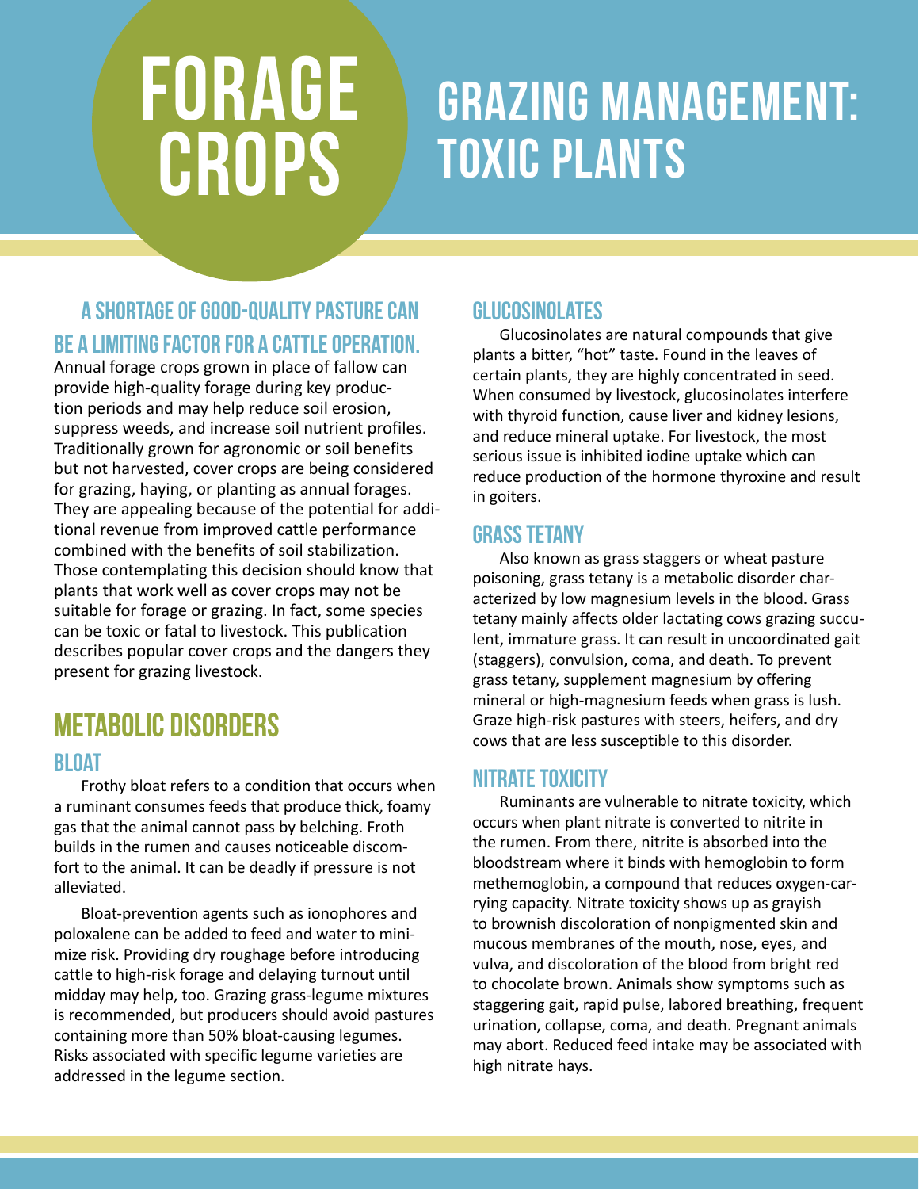# Forage Crops

# Grazing Management: Toxic Plants

### A shortage of good-quality pasture can be a limiting factor for a cattle operation.

Annual forage crops grown in place of fallow can provide high-quality forage during key production periods and may help reduce soil erosion, suppress weeds, and increase soil nutrient profiles. Traditionally grown for agronomic or soil benefits but not harvested, cover crops are being considered for grazing, haying, or planting as annual forages. They are appealing because of the potential for additional revenue from improved cattle performance combined with the benefits of soil stabilization. Those contemplating this decision should know that plants that work well as cover crops may not be suitable for forage or grazing. In fact, some species can be toxic or fatal to livestock. This publication describes popular cover crops and the dangers they present for grazing livestock.

## Metabolic Disorders

### Bloat

Frothy bloat refers to a condition that occurs when a ruminant consumes feeds that produce thick, foamy gas that the animal cannot pass by belching. Froth builds in the rumen and causes noticeable discomfort to the animal. It can be deadly if pressure is not alleviated.

Bloat-prevention agents such as ionophores and poloxalene can be added to feed and water to minimize risk. Providing dry roughage before introducing cattle to high-risk forage and delaying turnout until midday may help, too. Grazing grass-legume mixtures is recommended, but producers should avoid pastures containing more than 50% bloat-causing legumes. Risks associated with specific legume varieties are addressed in the legume section.

### Glucosinolates

Glucosinolates are natural compounds that give plants a bitter, "hot" taste. Found in the leaves of certain plants, they are highly concentrated in seed. When consumed by livestock, glucosinolates interfere with thyroid function, cause liver and kidney lesions, and reduce mineral uptake. For livestock, the most serious issue is inhibited iodine uptake which can reduce production of the hormone thyroxine and result in goiters.

### Grass Tetany

Also known as grass staggers or wheat pasture poisoning, grass tetany is a metabolic disorder characterized by low magnesium levels in the blood. Grass tetany mainly affects older lactating cows grazing succulent, immature grass. It can result in uncoordinated gait (staggers), convulsion, coma, and death. To prevent grass tetany, supplement magnesium by offering mineral or high-magnesium feeds when grass is lush. Graze high-risk pastures with steers, heifers, and dry cows that are less susceptible to this disorder.

### Nitrate Toxicity

Ruminants are vulnerable to nitrate toxicity, which occurs when plant nitrate is converted to nitrite in the rumen. From there, nitrite is absorbed into the bloodstream where it binds with hemoglobin to form methemoglobin, a compound that reduces oxygen-carrying capacity. Nitrate toxicity shows up as grayish to brownish discoloration of nonpigmented skin and mucous membranes of the mouth, nose, eyes, and vulva, and discoloration of the blood from bright red to chocolate brown. Animals show symptoms such as staggering gait, rapid pulse, labored breathing, frequent urination, collapse, coma, and death. Pregnant animals may abort. Reduced feed intake may be associated with high nitrate hays.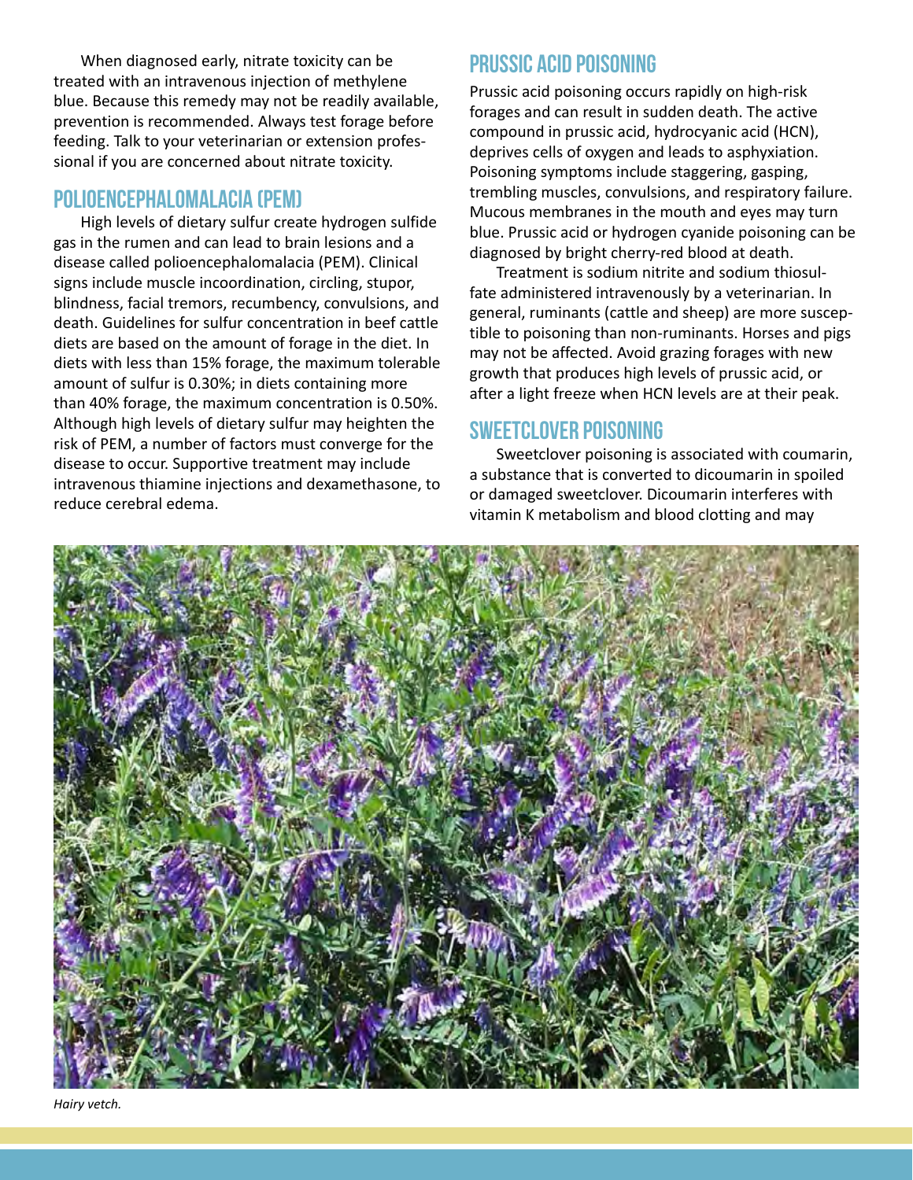When diagnosed early, nitrate toxicity can be treated with an intravenous injection of methylene blue. Because this remedy may not be readily available, prevention is recommended. Always test forage before feeding. Talk to your veterinarian or extension professional if you are concerned about nitrate toxicity.

## Polioencephalomalacia (PEM)

High levels of dietary sulfur create hydrogen sulfide gas in the rumen and can lead to brain lesions and a disease called polioencephalomalacia (PEM). Clinical signs include muscle incoordination, circling, stupor, blindness, facial tremors, recumbency, convulsions, and death. Guidelines for sulfur concentration in beef cattle diets are based on the amount of forage in the diet. In diets with less than 15% forage, the maximum tolerable amount of sulfur is 0.30%; in diets containing more than 40% forage, the maximum concentration is 0.50%. Although high levels of dietary sulfur may heighten the risk of PEM, a number of factors must converge for the disease to occur. Supportive treatment may include intravenous thiamine injections and dexamethasone, to reduce cerebral edema.

## Prussic Acid Poisoning

Prussic acid poisoning occurs rapidly on high-risk forages and can result in sudden death. The active compound in prussic acid, hydrocyanic acid (HCN), deprives cells of oxygen and leads to asphyxiation. Poisoning symptoms include staggering, gasping, trembling muscles, convulsions, and respiratory failure. Mucous membranes in the mouth and eyes may turn blue. Prussic acid or hydrogen cyanide poisoning can be diagnosed by bright cherry-red blood at death.

Treatment is sodium nitrite and sodium thiosulfate administered intravenously by a veterinarian. In general, ruminants (cattle and sheep) are more susceptible to poisoning than non-ruminants. Horses and pigs may not be affected. Avoid grazing forages with new growth that produces high levels of prussic acid, or after a light freeze when HCN levels are at their peak.

## Sweetclover Poisoning

Sweetclover poisoning is associated with coumarin, a substance that is converted to dicoumarin in spoiled or damaged sweetclover. Dicoumarin interferes with vitamin K metabolism and blood clotting and may

*Hairy vetch.*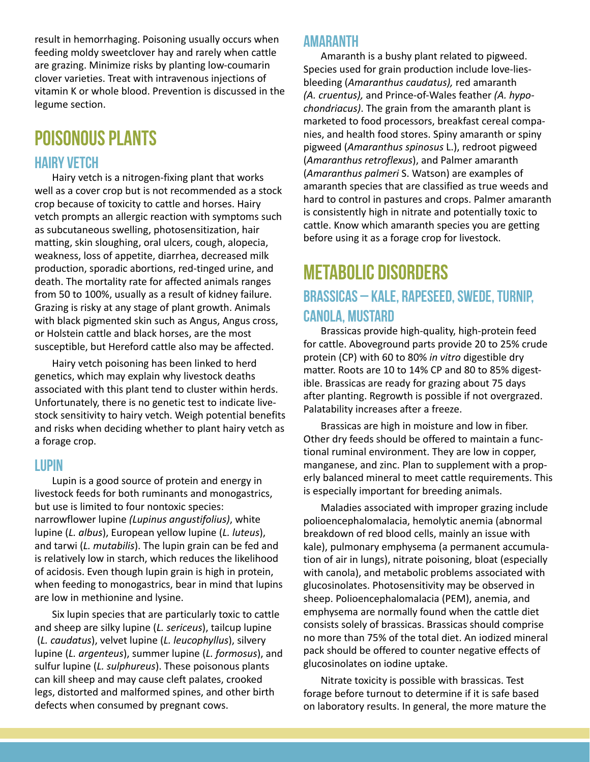result in hemorrhaging. Poisoning usually occurs when feeding moldy sweetclover hay and rarely when cattle are grazing. Minimize risks by planting low-coumarin clover varieties. Treat with intravenous injections of vitamin K or whole blood. Prevention is discussed in the legume section.

# Poisonous Plants

## Hairy Vetch

Hairy vetch is a nitrogen-fixing plant that works well as a cover crop but is not recommended as a stock crop because of toxicity to cattle and horses. Hairy vetch prompts an allergic reaction with symptoms such as subcutaneous swelling, photosensitization, hair matting, skin sloughing, oral ulcers, cough, alopecia, weakness, loss of appetite, diarrhea, decreased milk production, sporadic abortions, red-tinged urine, and death. The mortality rate for affected animals ranges from 50 to 100%, usually as a result of kidney failure. Grazing is risky at any stage of plant growth. Animals with black pigmented skin such as Angus, Angus cross, or Holstein cattle and black horses, are the most susceptible, but Hereford cattle also may be affected.

Hairy vetch poisoning has been linked to herd genetics, which may explain why livestock deaths associated with this plant tend to cluster within herds. Unfortunately, there is no genetic test to indicate livestock sensitivity to hairy vetch. Weigh potential benefits and risks when deciding whether to plant hairy vetch as a forage crop.

## Lupin

Lupin is a good source of protein and energy in livestock feeds for both ruminants and monogastrics, but use is limited to four nontoxic species: narrowflower lupine *(Lupinus angustifolius)*, white lupine (*L. albus*), European yellow lupine (*L. luteus*), and tarwi (*L. mutabilis*). The lupin grain can be fed and is relatively low in starch, which reduces the likelihood of acidosis. Even though lupin grain is high in protein, when feeding to monogastrics, bear in mind that lupins are low in methionine and lysine.

Six lupin species that are particularly toxic to cattle and sheep are silky lupine (*L. sericeus*), tailcup lupine (*L. caudatus*), velvet lupine (*L. leucophyllus*), silvery lupine (*L. argenteus*), summer lupine (*L. formosus*), and sulfur lupine (*L. sulphureus*). These poisonous plants can kill sheep and may cause cleft palates, crooked legs, distorted and malformed spines, and other birth defects when consumed by pregnant cows.

## Amaranth

Amaranth is a bushy plant related to pigweed. Species used for grain production include love-lies-bleeding (*Amaranthus caudatus),* red amaranth *(A. cruentus),* and Prince-of-Wales feather *(A. hypochondriacus)*. The grain from the amaranth plant is marketed to food processors, breakfast cereal companies, and health food stores. Spiny amaranth or spiny pigweed (*Amaranthus spinosus* L.), redroot pigweed (*Amaranthus retroflexus*), and Palmer amaranth (*Amaranthus palmeri* S. Watson) are examples of amaranth species that are classified as true weeds and hard to control in pastures and crops. Palmer amaranth is consistently high in nitrate and potentially toxic to cattle. Know which amaranth species you are getting before using it as a forage crop for livestock.

# Metabolic Disorders

## Brassicas – Kale, Rapeseed, Swede, Turnip, Canola, Mustard

Brassicas provide high-quality, high-protein feed for cattle. Aboveground parts provide 20 to 25% crude protein (CP) with 60 to 80% *in vitro* digestible dry matter. Roots are 10 to 14% CP and 80 to 85% digestible. Brassicas are ready for grazing about 75 days after planting. Regrowth is possible if not overgrazed. Palatability increases after a freeze.

Brassicas are high in moisture and low in fiber. Other dry feeds should be offered to maintain a functional ruminal environment. They are low in copper, manganese, and zinc. Plan to supplement with a properly balanced mineral to meet cattle requirements. This is especially important for breeding animals.

Maladies associated with improper grazing include polioencephalomalacia, hemolytic anemia (abnormal breakdown of red blood cells, mainly an issue with kale), pulmonary emphysema (a permanent accumulation of air in lungs), nitrate poisoning, bloat (especially with canola), and metabolic problems associated with glucosinolates. Photosensitivity may be observed in sheep. Polioencephalomalacia (PEM), anemia, and emphysema are normally found when the cattle diet consists solely of brassicas. Brassicas should comprise no more than 75% of the total diet. An iodized mineral pack should be offered to counter negative effects of glucosinolates on iodine uptake.

Nitrate toxicity is possible with brassicas. Test forage before turnout to determine if it is safe based on laboratory results. In general, the more mature the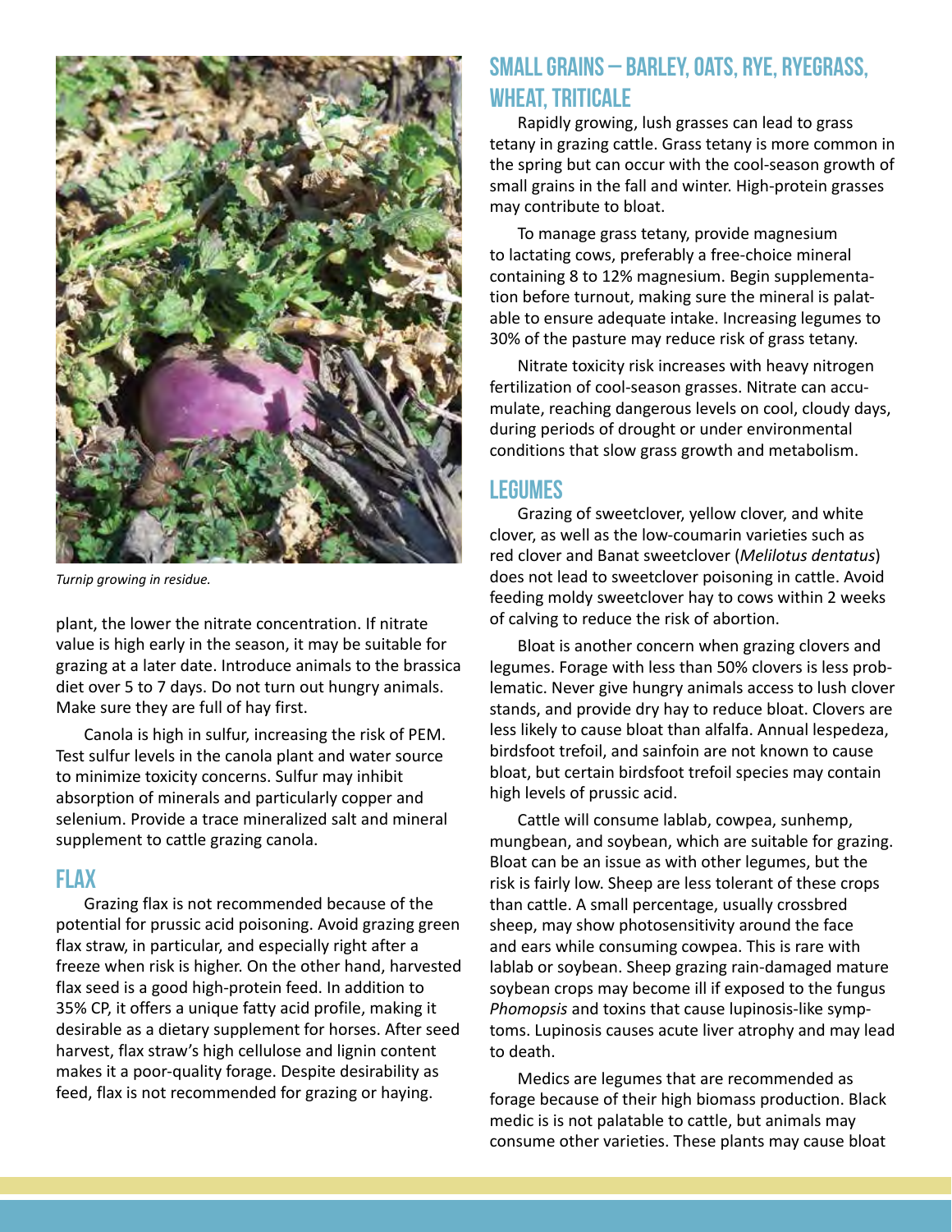Turnip growing in residue.

plant, the lower the nitrate concentration. If nitrate value is high early in the season, it may be suitable for grazing at a later date. Introduce animals to the brassica diet over 5 to 7 days. Do not turn out hungry animals. Make sure they are full of hay first.

Canola is high in sulfur, increasing the risk of PEM. Test sulfur levels in the canola plant and water source to minimize toxicity concerns. Sulfur may inhibit absorption of minerals and particularly copper and selenium. Provide a trace mineralized salt and mineral supplement to cattle grazing canola.

## Flax

Grazing flax is not recommended because of the potential for prussic acid poisoning. Avoid grazing green flax straw, in particular, and especially right after a freeze when risk is higher. On the other hand, harvested flax seed is a good high-protein feed. In addition to 35% CP, it offers a unique fatty acid profile, making it desirable as a dietary supplement for horses. After seed harvest, flax straw's high cellulose and lignin content makes it a poor-quality forage. Despite desirability as feed, flax is not recommended for grazing or haying.

## Small Grains – Barley, Oats, Rye, Ryegrass, Wheat, Triticale

Rapidly growing, lush grasses can lead to grass tetany in grazing cattle. Grass tetany is more common in the spring but can occur with the cool-season growth of small grains in the fall and winter. High-protein grasses may contribute to bloat.

To manage grass tetany, provide magnesium to lactating cows, preferably a free-choice mineral containing 8 to 12% magnesium. Begin supplementation before turnout, making sure the mineral is palatable to ensure adequate intake. Increasing legumes to 30% of the pasture may reduce risk of grass tetany.

Nitrate toxicity risk increases with heavy nitrogen fertilization of cool-season grasses. Nitrate can accumulate, reaching dangerous levels on cool, cloudy days, during periods of drought or under environmental conditions that slow grass growth and metabolism.

## Legumes

Grazing of sweetclover, yellow clover, and white clover, as well as the low-coumarin varieties such as red clover and Banat sweetclover (*Melilotus dentatus*) does not lead to sweetclover poisoning in cattle. Avoid feeding moldy sweetclover hay to cows within 2 weeks of calving to reduce the risk of abortion.

Bloat is another concern when grazing clovers and legumes. Forage with less than 50% clovers is less problematic. Never give hungry animals access to lush clover stands, and provide dry hay to reduce bloat. Clovers are less likely to cause bloat than alfalfa. Annual lespedeza, birdsfoot trefoil, and sainfoin are not known to cause bloat, but certain birdsfoot trefoil species may contain high levels of prussic acid.

Cattle will consume lablab, cowpea, sunhemp, mungbean, and soybean, which are suitable for grazing. Bloat can be an issue as with other legumes, but the risk is fairly low. Sheep are less tolerant of these crops than cattle. A small percentage, usually crossbred sheep, may show photosensitivity around the face and ears while consuming cowpea. This is rare with lablab or soybean. Sheep grazing rain-damaged mature soybean crops may become ill if exposed to the fungus *Phomopsis* and toxins that cause lupinosis-like symptoms. Lupinosis causes acute liver atrophy and may lead to death.

Medics are legumes that are recommended as forage because of their high biomass production. Black medic is is not palatable to cattle, but animals may consume other varieties. These plants may cause bloat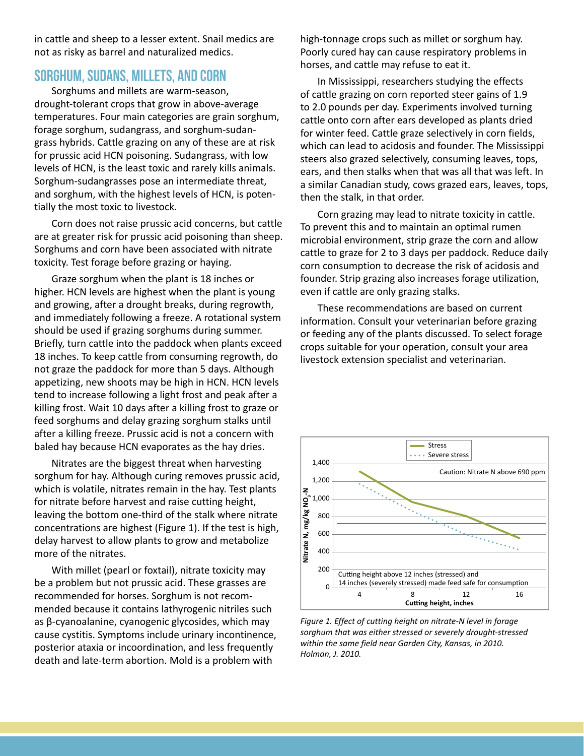in cattle and sheep to a lesser extent. Snail medics are not as risky as barrel and naturalized medics.

## Sorghum, Sudans, Millets, and Corn

Sorghums and millets are warm-season, drought-tolerant crops that grow in above-average temperatures. Four main categories are grain sorghum, forage sorghum, sudangrass, and sorghum-sudangrass hybrids. Cattle grazing on any of these are at risk for prussic acid HCN poisoning. Sudangrass, with low levels of HCN, is the least toxic and rarely kills animals. Sorghum-sudangrasses pose an intermediate threat, and sorghum, with the highest levels of HCN, is potentially the most toxic to livestock.

Corn does not raise prussic acid concerns, but cattle are at greater risk for prussic acid poisoning than sheep. Sorghums and corn have been associated with nitrate toxicity. Test forage before grazing or haying.

Graze sorghum when the plant is 18 inches or higher. HCN levels are highest when the plant is young and growing, after a drought breaks, during regrowth, and immediately following a freeze. A rotational system should be used if grazing sorghums during summer. Briefly, turn cattle into the paddock when plants exceed 18 inches. To keep cattle from consuming regrowth, do not graze the paddock for more than 5 days. Although appetizing, new shoots may be high in HCN. HCN levels tend to increase following a light frost and peak after a killing frost. Wait 10 days after a killing frost to graze or feed sorghums and delay grazing sorghum stalks until after a killing freeze. Prussic acid is not a concern with baled hay because HCN evaporates as the hay dries.

Nitrates are the biggest threat when harvesting sorghum for hay. Although curing removes prussic acid, which is volatile, nitrates remain in the hay. Test plants for nitrate before harvest and raise cutting height, leaving the bottom one-third of the stalk where nitrate concentrations are highest (Figure 1). If the test is high, delay harvest to allow plants to grow and metabolize more of the nitrates.

With millet (pearl or foxtail), nitrate toxicity may be a problem but not prussic acid. These grasses are recommended for horses. Sorghum is not recommended because it contains lathyrogenic nitriles such as β-cyanoalanine, cyanogenic glycosides, which may cause cystitis. Symptoms include urinary incontinence, posterior ataxia or incoordination, and less frequently death and late-term abortion. Mold is a problem with high-tonnage crops such as millet or sorghum hay. Poorly cured hay can cause respiratory problems in horses, and cattle may refuse to eat it.

In Mississippi, researchers studying the effects of cattle grazing on corn reported steer gains of 1.9 to 2.0 pounds per day. Experiments involved turning cattle onto corn after ears developed as plants dried for winter feed. Cattle graze selectively in corn fields, which can lead to acidosis and founder. The Mississippi steers also grazed selectively, consuming leaves, tops, ears, and then stalks when that was all that was left. In a similar Canadian study, cows grazed ears, leaves, tops, then the stalk, in that order.

Corn grazing may lead to nitrate toxicity in cattle. To prevent this and to maintain an optimal rumen microbial environment, strip graze the corn and allow cattle to graze for 2 to 3 days per paddock. Reduce daily corn consumption to decrease the risk of acidosis and founder. Strip grazing also increases forage utilization, even if cattle are only grazing stalks.

These recommendations are based on current information. Consult your veterinarian before grazing or feeding any of the plants discussed. To select forage crops suitable for your operation, consult your area livestock extension specialist and veterinarian.

Stress
Severe stress
Caution: Nitrate N above 690 ppm
Nitrate N, mg/kg $NO_3$-N
1,400
1,200
1,000
800
600
400
200
0
Cutting height above 12 inches (stressed) and
14 inches (severely stressed) made feed safe for consumption
4
8
12
16
Cutting height, inches

*Figure 1. Effect of cutting height on nitrate-N level in forage sorghum that was either stressed or severely drought-stressed within the same field near Garden City, Kansas, in 2010. Holman, J. 2010.*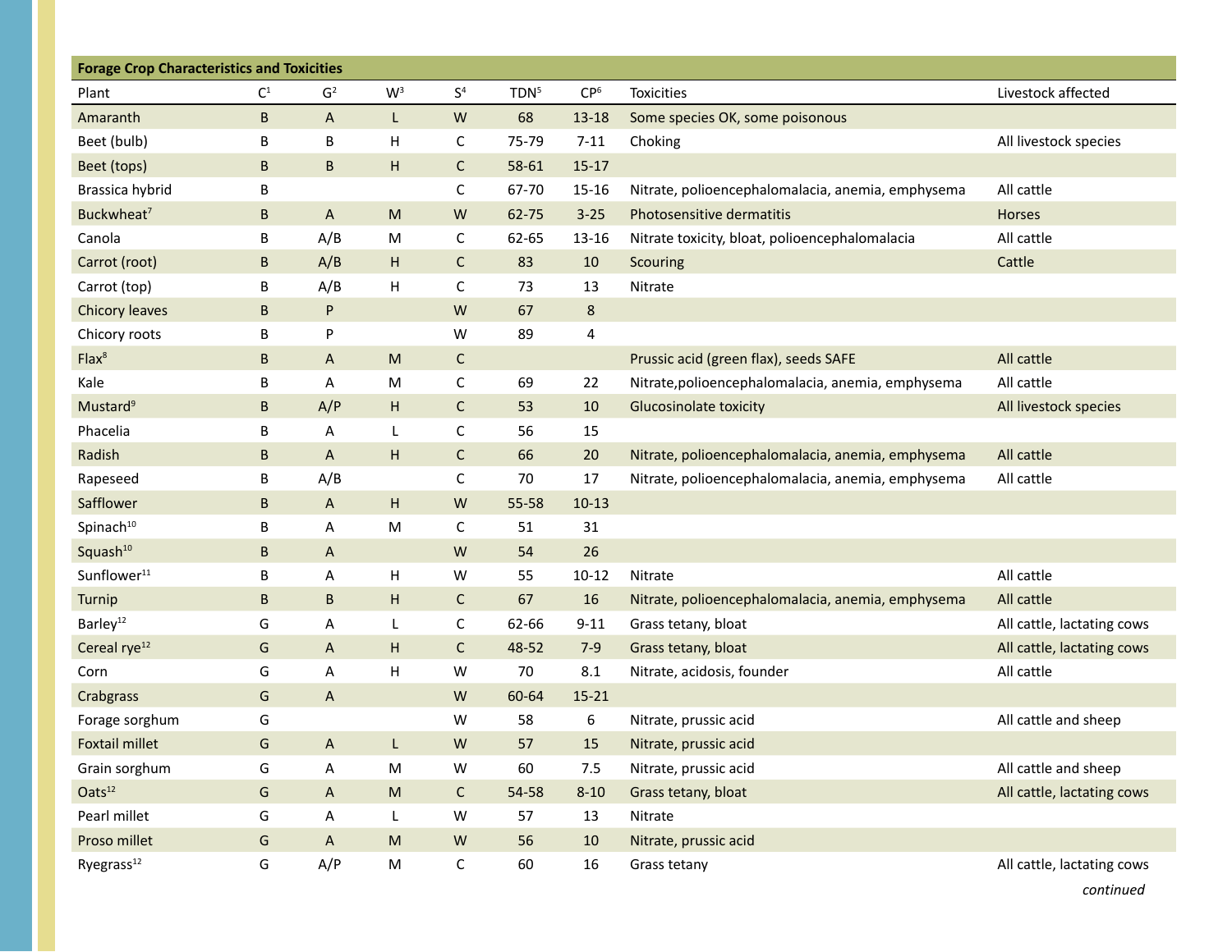| Forage Crop Characteristics and Toxicities | | | | | | | | |
|---|---|---|---|---|---|---|---|---|
| Plant | C[1] | G[2] | W[3] | S[4] | TDN[5] | CP[6] | Toxicities | Livestock affected |
| Amaranth | B | A | L | W | 68 | 13-18 | Some species OK, some poisonous | |
| Beet (bulb) | B | B | H | C | 75-79 | 7-11 | Choking | All livestock species |
| Beet (tops) | B | B | H | C | 58-61 | 15-17 | | |
| Brassica hybrid | B | | | C | 67-70 | 15-16 | Nitrate, polioencephalomalacia, anemia, emphysema | All cattle |
| Buckwheat[7] | B | A | M | W | 62-75 | 3-25 | Photosensitive dermatitis | Horses |
| Canola | B | A/B | M | C | 62-65 | 13-16 | Nitrate toxicity, bloat, polioencephalomalacia | All cattle |
| Carrot (root) | B | A/B | H | C | 83 | 10 | Scouring | Cattle |
| Carrot (top) | B | A/B | H | C | 73 | 13 | Nitrate | |
| Chicory leaves | B | P | | W | 67 | 8 | | |
| Chicory roots | B | P | | W | 89 | 4 | | |
| Flax[8] | B | A | M | C | | | Prussic acid (green flax), seeds SAFE | All cattle |
| Kale | B | A | M | C | 69 | 22 | Nitrate,polioencephalomalacia, anemia, emphysema | All cattle |
| Mustard[9] | B | A/P | H | C | 53 | 10 | Glucosinolate toxicity | All livestock species |
| Phacelia | B | A | L | C | 56 | 15 | | |
| Radish | B | A | H | C | 66 | 20 | Nitrate, polioencephalomalacia, anemia, emphysema | All cattle |
| Rapeseed | B | A/B | | C | 70 | 17 | Nitrate, polioencephalomalacia, anemia, emphysema | All cattle |
| Safflower | B | A | H | W | 55-58 | 10-13 | | |
| Spinach[10] | B | A | M | C | 51 | 31 | | |
| Squash[10] | B | A | | W | 54 | 26 | | |
| Sunflower[11] | B | A | H | W | 55 | 10-12 | Nitrate | All cattle |
| Turnip | B | B | H | C | 67 | 16 | Nitrate, polioencephalomalacia, anemia, emphysema | All cattle |
| Barley[12] | G | A | L | C | 62-66 | 9-11 | Grass tetany, bloat | All cattle, lactating cows |
| Cereal rye[12] | G | A | H | C | 48-52 | 7-9 | Grass tetany, bloat | All cattle, lactating cows |
| Corn | G | A | H | W | 70 | 8.1 | Nitrate, acidosis, founder | All cattle |
| Crabgrass | G | A | | W | 60-64 | 15-21 | | |
| Forage sorghum | G | | | W | 58 | 6 | Nitrate, prussic acid | All cattle and sheep |
| Foxtail millet | G | A | L | W | 57 | 15 | Nitrate, prussic acid | |
| Grain sorghum | G | A | M | W | 60 | 7.5 | Nitrate, prussic acid | All cattle and sheep |
| Oats[12] | G | A | M | C | 54-58 | 8-10 | Grass tetany, bloat | All cattle, lactating cows |
| Pearl millet | G | A | L | W | 57 | 13 | Nitrate | |
| Proso millet | G | A | M | W | 56 | 10 | Nitrate, prussic acid | |
| Ryegrass[12] | G | A/P | M | C | 60 | 16 | Grass tetany | All cattle, lactating cows |

*continued*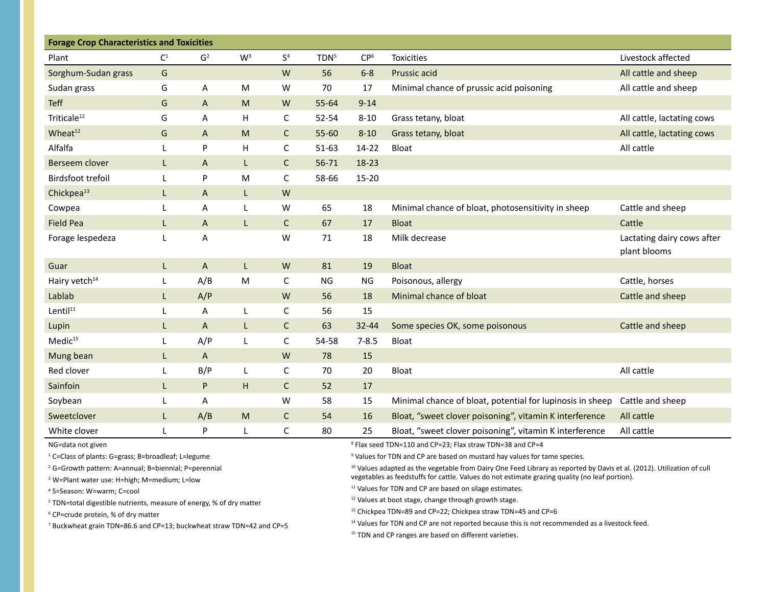## Forage Crop Characteristics and Toxicities

| Plant | C[1] | G[2] | W[3] | S[4] | TDN[5] | CP[6] | Toxicities | Livestock affected |
|---|---|---|---|---|---|---|---|---|
| Sorghum-Sudan grass | G | | | W | 56 | 6-8 | Prussic acid | All cattle and sheep |
| Sudan grass | G | A | M | W | 70 | 17 | Minimal chance of prussic acid poisoning | All cattle and sheep |
| Teff | G | A | M | W | 55-64 | 9-14 | | |
| Triticale[12] | G | A | H | C | 52-54 | 8-10 | Grass tetany, bloat | All cattle, lactating cows |
| Wheat[12] | G | A | M | C | 55-60 | 8-10 | Grass tetany, bloat | All cattle, lactating cows |
| Alfalfa | L | P | H | C | 51-63 | 14-22 | Bloat | All cattle |
| Berseem clover | L | A | L | C | 56-71 | 18-23 | | |
| Birdsfoot trefoil | L | P | M | C | 58-66 | 15-20 | | |
| Chickpea[13] | L | A | L | W | | | | |
| Cowpea | L | A | L | W | 65 | 18 | Minimal chance of bloat, photosensitivity in sheep | Cattle and sheep |
| Field Pea | L | A | L | C | 67 | 17 | Bloat | Cattle |
| Forage lespedeza | L | A | | W | 71 | 18 | Milk decrease | Lactating dairy cows after plant blooms |
| Guar | L | A | L | W | 81 | 19 | Bloat | |
| Hairy vetch[14] | L | A/B | M | C | NG | NG | Poisonous, allergy | Cattle, horses |
| Lablab | L | A/P | | W | 56 | 18 | Minimal chance of bloat | Cattle and sheep |
| Lentil[11] | L | A | L | C | 56 | 15 | | |
| Lupin | L | A | L | C | 63 | 32-44 | Some species OK, some poisonous | Cattle and sheep |
| Medic[15] | L | A/P | L | C | 54-58 | 7-8.5 | Bloat | |
| Mung bean | L | A | | W | 78 | 15 | | |
| Red clover | L | B/P | L | C | 70 | 20 | Bloat | All cattle |
| Sainfoin | L | P | H | C | 52 | 17 | | |
| Soybean | L | A | | W | 58 | 15 | Minimal chance of bloat, potential for lupinosis in sheep | Cattle and sheep |
| Sweetclover | L | A/B | M | C | 54 | 16 | Bloat, "sweet clover poisoning", vitamin K interference | All cattle |
| White clover | L | P | L | C | 80 | 25 | Bloat, "sweet clover poisoning", vitamin K interference | All cattle |

NG=data not given

[1] C=Class of plants: G=grass; B=broadleaf; L=legume

[2] G=Growth pattern: A=annual; B=biennial; P=perennial

[3] W=Plant water use: H=high; M=medium; L=low

[4] S=Season: W=warm; C=cool

[5] TDN=total digestible nutrients, measure of energy, % of dry matter

[6] CP=crude protein, % of dry matter

[7] Buckwheat grain TDN=86.6 and CP=13; buckwheat straw TDN=42 and CP=5

[8] Flax seed TDN=110 and CP=23; Flax straw TDN=38 and CP=4

[9] Values for TDN and CP are based on mustard hay values for tame species.

[10] Values adapted as the vegetable from Dairy One Feed Library as reported by Davis et al. (2012). Utilization of cull vegetables as feedstuffs for cattle. Values do not estimate grazing quality (no leaf portion).

[11] Values for TDN and CP are based on silage estimates.

[12] Values at boot stage, change through growth stage.

[13] Chickpea TDN=89 and CP=22; Chickpea straw TDN=45 and CP=6

[14] Values for TDN and CP are not reported because this is not recommended as a livestock feed.

[15] TDN and CP ranges are based on different varieties.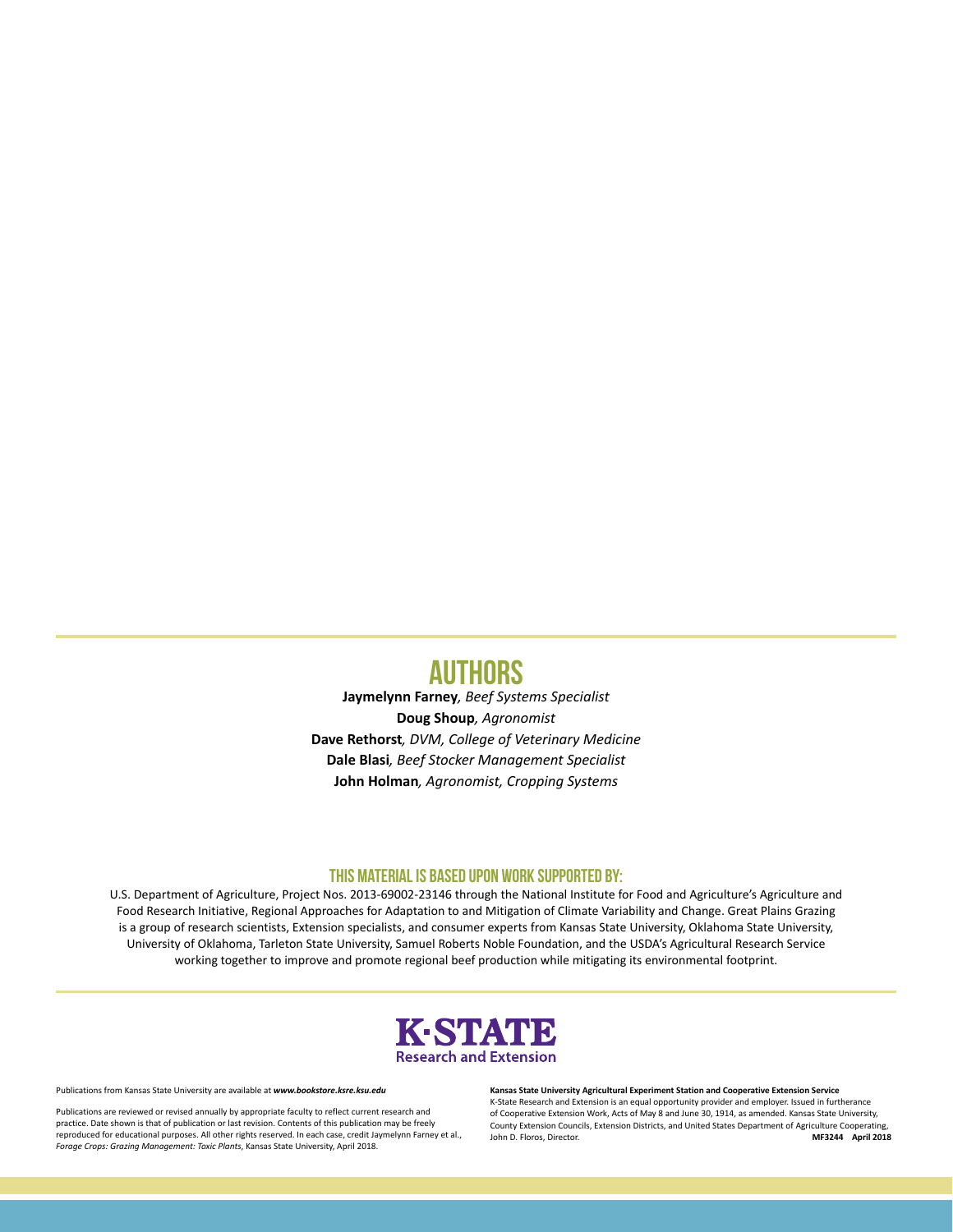# AUTHORS

**Jaymelynn Farney**, *Beef Systems Specialist*
**Doug Shoup**, *Agronomist*
**Dave Rethorst**, *DVM, College of Veterinary Medicine*
**Dale Blasi**, *Beef Stocker Management Specialist*
**John Holman**, *Agronomist, Cropping Systems*

## THIS MATERIAL IS BASED UPON WORK SUPPORTED BY:

U.S. Department of Agriculture, Project Nos. 2013-69002-23146 through the National Institute for Food and Agriculture's Agriculture and Food Research Initiative, Regional Approaches for Adaptation to and Mitigation of Climate Variability and Change. Great Plains Grazing is a group of research scientists, Extension specialists, and consumer experts from Kansas State University, Oklahoma State University, University of Oklahoma, Tarleton State University, Samuel Roberts Noble Foundation, and the USDA's Agricultural Research Service working together to improve and promote regional beef production while mitigating its environmental footprint.

K·STATE
Research and Extension

Publications from Kansas State University are available at ***www.bookstore.ksre.ksu.edu***

Publications are reviewed or revised annually by appropriate faculty to reflect current research and practice. Date shown is that of publication or last revision. Contents of this publication may be freely reproduced for educational purposes. All other rights reserved. In each case, credit Jaymelynn Farney et al., *Forage Crops: Grazing Management: Toxic Plants*, Kansas State University, April 2018.

**Kansas State University Agricultural Experiment Station and Cooperative Extension Service**
K-State Research and Extension is an equal opportunity provider and employer. Issued in furtherance of Cooperative Extension Work, Acts of May 8 and June 30, 1914, as amended. Kansas State University, County Extension Councils, Extension Districts, and United States Department of Agriculture Cooperating, John D. Floros, Director. **MF3244 April 2018**